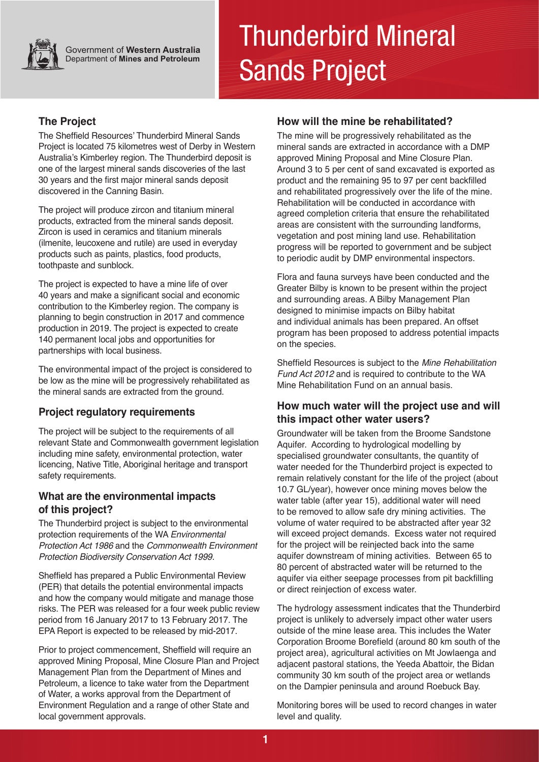Government of **Western Australia**
Department of **Mines and Petroleum**

# Thunderbird Mineral Sands Project

## The Project

The Sheffield Resources' Thunderbird Mineral Sands Project is located 75 kilometres west of Derby in Western Australia's Kimberley region. The Thunderbird deposit is one of the largest mineral sands discoveries of the last 30 years and the first major mineral sands deposit discovered in the Canning Basin.

The project will produce zircon and titanium mineral products, extracted from the mineral sands deposit. Zircon is used in ceramics and titanium minerals (ilmenite, leucoxene and rutile) are used in everyday products such as paints, plastics, food products, toothpaste and sunblock.

The project is expected to have a mine life of over 40 years and make a significant social and economic contribution to the Kimberley region. The company is planning to begin construction in 2017 and commence production in 2019. The project is expected to create 140 permanent local jobs and opportunities for partnerships with local business.

The environmental impact of the project is considered to be low as the mine will be progressively rehabilitated as the mineral sands are extracted from the ground.

## Project regulatory requirements

The project will be subject to the requirements of all relevant State and Commonwealth government legislation including mine safety, environmental protection, water licencing, Native Title, Aboriginal heritage and transport safety requirements.

## What are the environmental impacts of this project?

The Thunderbird project is subject to the environmental protection requirements of the WA *Environmental Protection Act 1986* and the *Commonwealth Environment Protection Biodiversity Conservation Act 1999.*

Sheffield has prepared a Public Environmental Review (PER) that details the potential environmental impacts and how the company would mitigate and manage those risks. The PER was released for a four week public review period from 16 January 2017 to 13 February 2017. The EPA Report is expected to be released by mid-2017.

Prior to project commencement, Sheffield will require an approved Mining Proposal, Mine Closure Plan and Project Management Plan from the Department of Mines and Petroleum, a licence to take water from the Department of Water, a works approval from the Department of Environment Regulation and a range of other State and local government approvals.

## How will the mine be rehabilitated?

The mine will be progressively rehabilitated as the mineral sands are extracted in accordance with a DMP approved Mining Proposal and Mine Closure Plan. Around 3 to 5 per cent of sand excavated is exported as product and the remaining 95 to 97 per cent backfilled and rehabilitated progressively over the life of the mine. Rehabilitation will be conducted in accordance with agreed completion criteria that ensure the rehabilitated areas are consistent with the surrounding landforms, vegetation and post mining land use. Rehabilitation progress will be reported to government and be subject to periodic audit by DMP environmental inspectors.

Flora and fauna surveys have been conducted and the Greater Bilby is known to be present within the project and surrounding areas. A Bilby Management Plan designed to minimise impacts on Bilby habitat and individual animals has been prepared. An offset program has been proposed to address potential impacts on the species.

Sheffield Resources is subject to the *Mine Rehabilitation Fund Act 2012* and is required to contribute to the WA Mine Rehabilitation Fund on an annual basis.

## How much water will the project use and will this impact other water users?

Groundwater will be taken from the Broome Sandstone Aquifer. According to hydrological modelling by specialised groundwater consultants, the quantity of water needed for the Thunderbird project is expected to remain relatively constant for the life of the project (about 10.7 GL/year), however once mining moves below the water table (after year 15), additional water will need to be removed to allow safe dry mining activities. The volume of water required to be abstracted after year 32 will exceed project demands. Excess water not required for the project will be reinjected back into the same aquifer downstream of mining activities. Between 65 to 80 percent of abstracted water will be returned to the aquifer via either seepage processes from pit backfilling or direct reinjection of excess water.

The hydrology assessment indicates that the Thunderbird project is unlikely to adversely impact other water users outside of the mine lease area. This includes the Water Corporation Broome Borefield (around 80 km south of the project area), agricultural activities on Mt Jowlaenga and adjacent pastoral stations, the Yeeda Abattoir, the Bidan community 30 km south of the project area or wetlands on the Dampier peninsula and around Roebuck Bay.

Monitoring bores will be used to record changes in water level and quality.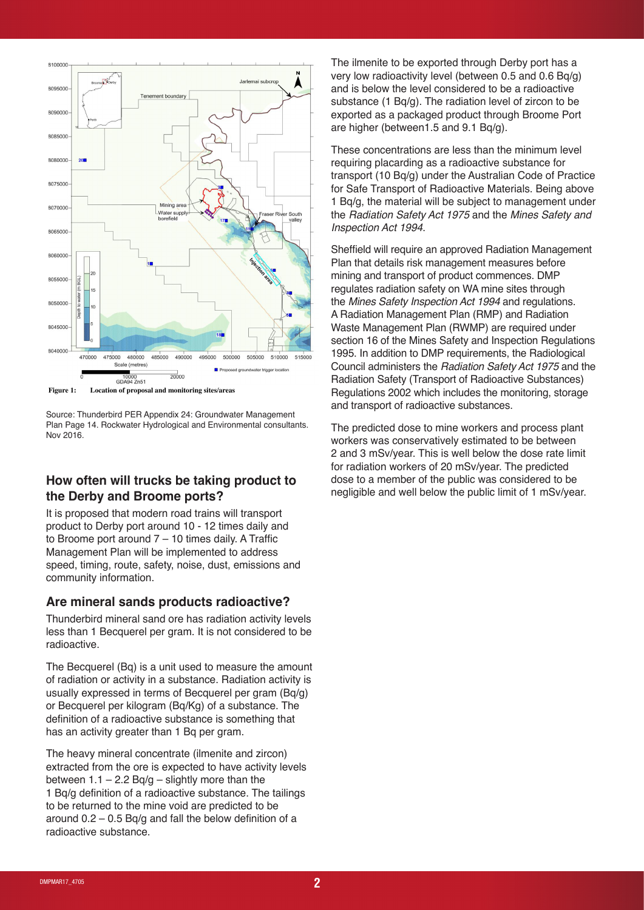8100000
8095000
8090000
8085000
8080000
8075000
8070000
8065000
8060000
8055000
8050000
8045000
8040000

470000 475000 480000 485000 490000 495000 500000 505000 510000 515000

Broome Derby
Perth
Jarlemai subcrop
N
Tenement boundary
Mining area
Water supply borefield
Fraser River South valley
Injection area
Depth to water (m BGL)
20
15
10
5
0
Scale (metres)
0 10000 20000
GDA94 Zn51
Proposed groundwater trigger location
20 3 17 15 1 6 4 5 18

**Figure 1: Location of proposal and monitoring sites/areas**

Source: Thunderbird PER Appendix 24: Groundwater Management Plan Page 14. Rockwater Hydrological and Environmental consultants. Nov 2016.

## How often will trucks be taking product to the Derby and Broome ports?

It is proposed that modern road trains will transport product to Derby port around 10 - 12 times daily and to Broome port around 7 – 10 times daily. A Traffic Management Plan will be implemented to address speed, timing, route, safety, noise, dust, emissions and community information.

## Are mineral sands products radioactive?

Thunderbird mineral sand ore has radiation activity levels less than 1 Becquerel per gram. It is not considered to be radioactive.

The Becquerel (Bq) is a unit used to measure the amount of radiation or activity in a substance. Radiation activity is usually expressed in terms of Becquerel per gram (Bq/g) or Becquerel per kilogram (Bq/Kg) of a substance. The definition of a radioactive substance is something that has an activity greater than 1 Bq per gram.

The heavy mineral concentrate (ilmenite and zircon) extracted from the ore is expected to have activity levels between 1.1 – 2.2 Bq/g – slightly more than the 1 Bq/g definition of a radioactive substance. The tailings to be returned to the mine void are predicted to be around 0.2 – 0.5 Bq/g and fall the below definition of a radioactive substance.

The ilmenite to be exported through Derby port has a very low radioactivity level (between 0.5 and 0.6 Bq/g) and is below the level considered to be a radioactive substance (1 Bq/g). The radiation level of zircon to be exported as a packaged product through Broome Port are higher (between1.5 and 9.1 Bq/g).

These concentrations are less than the minimum level requiring placarding as a radioactive substance for transport (10 Bq/g) under the Australian Code of Practice for Safe Transport of Radioactive Materials. Being above 1 Bq/g, the material will be subject to management under the *Radiation Safety Act 1975* and the *Mines Safety and Inspection Act 1994*.

Sheffield will require an approved Radiation Management Plan that details risk management measures before mining and transport of product commences. DMP regulates radiation safety on WA mine sites through the *Mines Safety Inspection Act 1994* and regulations. A Radiation Management Plan (RMP) and Radiation Waste Management Plan (RWMP) are required under section 16 of the Mines Safety and Inspection Regulations 1995. In addition to DMP requirements, the Radiological Council administers the *Radiation Safety Act 1975* and the Radiation Safety (Transport of Radioactive Substances) Regulations 2002 which includes the monitoring, storage and transport of radioactive substances.

The predicted dose to mine workers and process plant workers was conservatively estimated to be between 2 and 3 mSv/year. This is well below the dose rate limit for radiation workers of 20 mSv/year. The predicted dose to a member of the public was considered to be negligible and well below the public limit of 1 mSv/year.